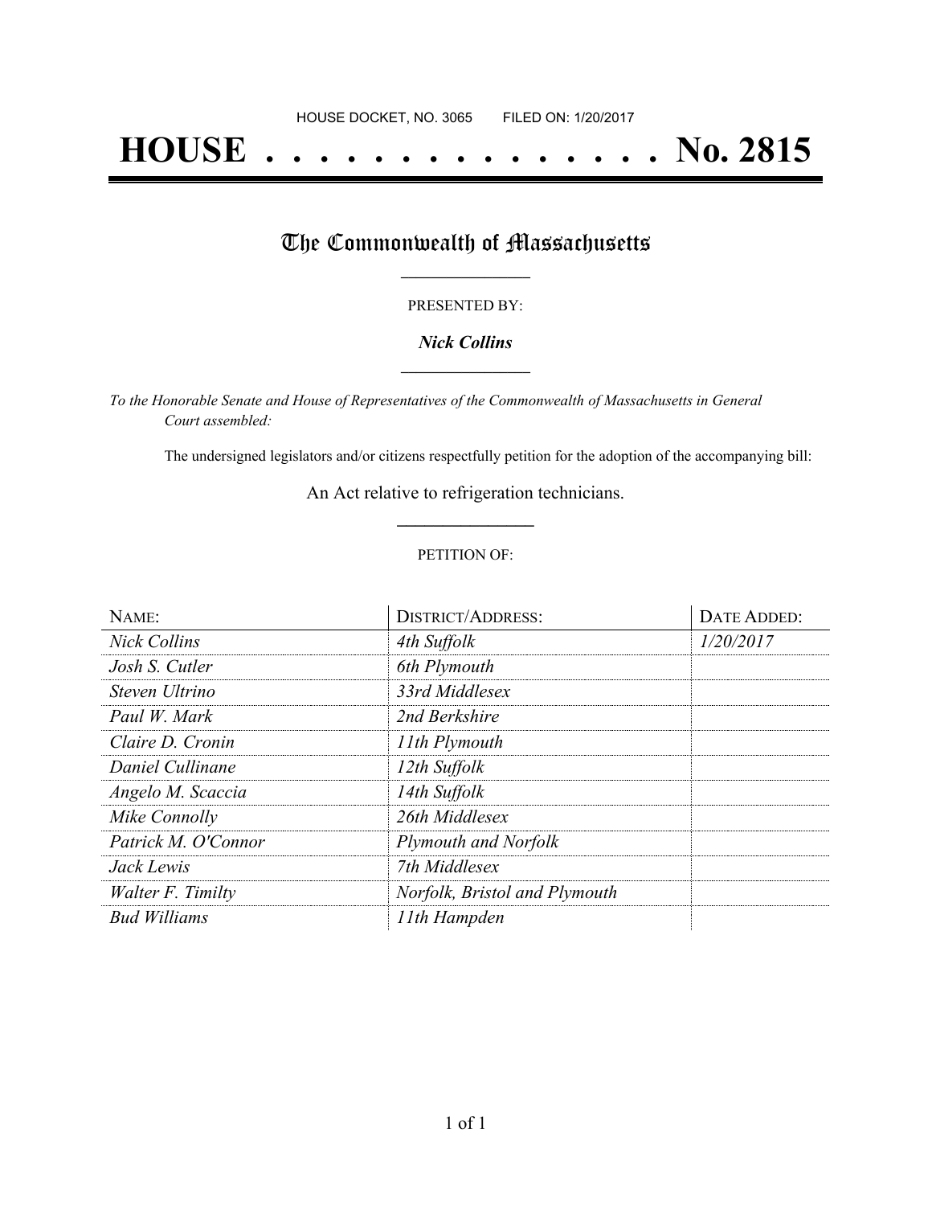HOUSE DOCKET, NO. 3065 FILED ON: 1/20/2017

# HOUSE . . . . . . . . . . . . . . . No. 2815

## The Commonwealth of Massachusetts

PRESENTED BY:

***Nick Collins***

*To the Honorable Senate and House of Representatives of the Commonwealth of Massachusetts in General Court assembled:*

The undersigned legislators and/or citizens respectfully petition for the adoption of the accompanying bill:

An Act relative to refrigeration technicians.

PETITION OF:

| NAME: | DISTRICT/ADDRESS: | DATE ADDED: |
|---|---|---|
| *Nick Collins* | *4th Suffolk* | *1/20/2017* |
| *Josh S. Cutler* | *6th Plymouth* | |
| *Steven Ultrino* | *33rd Middlesex* | |
| *Paul W. Mark* | *2nd Berkshire* | |
| *Claire D. Cronin* | *11th Plymouth* | |
| *Daniel Cullinane* | *12th Suffolk* | |
| *Angelo M. Scaccia* | *14th Suffolk* | |
| *Mike Connolly* | *26th Middlesex* | |
| *Patrick M. O'Connor* | *Plymouth and Norfolk* | |
| *Jack Lewis* | *7th Middlesex* | |
| *Walter F. Timilty* | *Norfolk, Bristol and Plymouth* | |
| *Bud Williams* | *11th Hampden* | |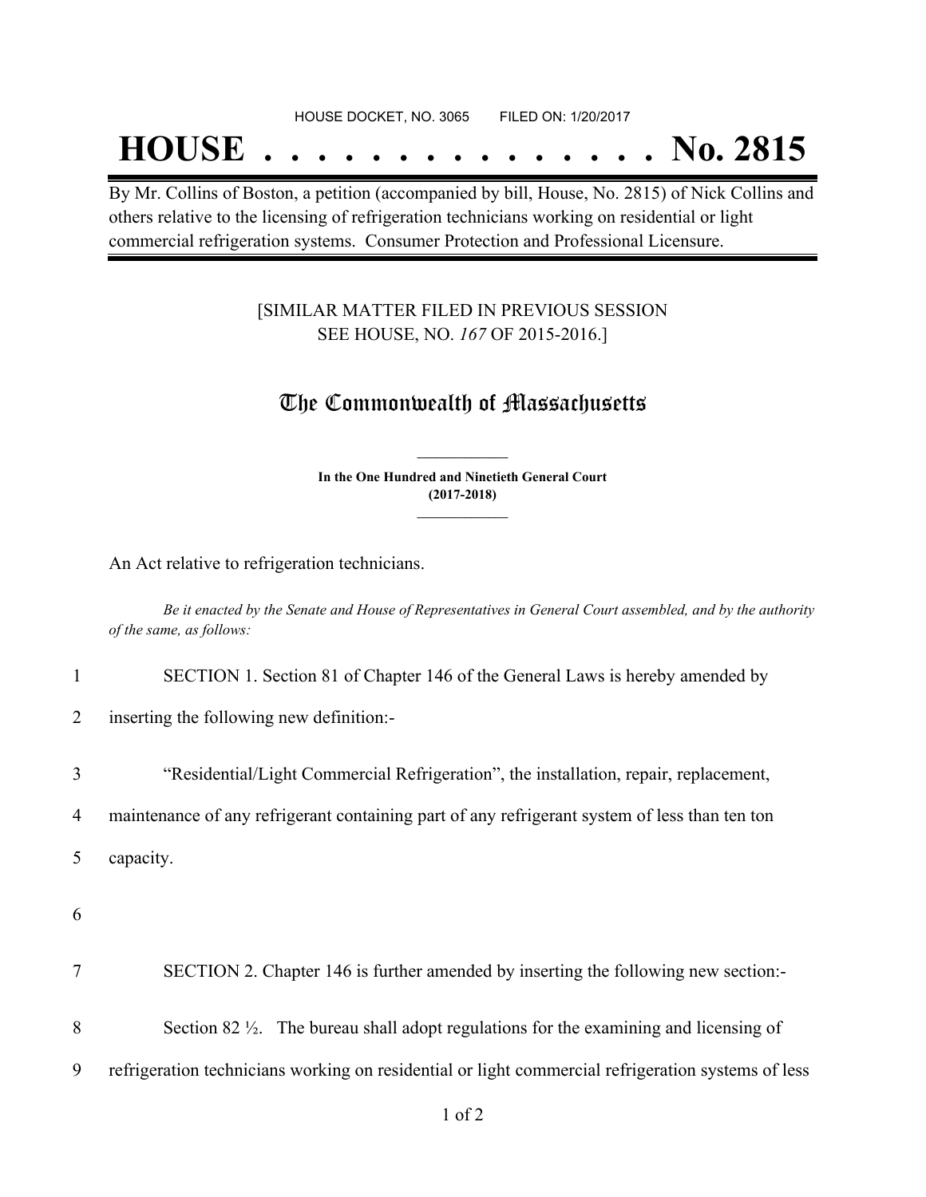HOUSE DOCKET, NO. 3065 FILED ON: 1/20/2017

# HOUSE . . . . . . . . . . . . . . . No. 2815

By Mr. Collins of Boston, a petition (accompanied by bill, House, No. 2815) of Nick Collins and others relative to the licensing of refrigeration technicians working on residential or light commercial refrigeration systems. Consumer Protection and Professional Licensure.

[SIMILAR MATTER FILED IN PREVIOUS SESSION SEE HOUSE, NO. *167* OF 2015-2016.]

## The Commonwealth of Massachusetts

**In the One Hundred and Ninetieth General Court (2017-2018)**

An Act relative to refrigeration technicians.

*Be it enacted by the Senate and House of Representatives in General Court assembled, and by the authority of the same, as follows:*

1 SECTION 1. Section 81 of Chapter 146 of the General Laws is hereby amended by
2 inserting the following new definition:-

3 "Residential/Light Commercial Refrigeration", the installation, repair, replacement,
4 maintenance of any refrigerant containing part of any refrigerant system of less than ten ton
5 capacity.

6

7 SECTION 2. Chapter 146 is further amended by inserting the following new section:-

8 Section 82 ½. The bureau shall adopt regulations for the examining and licensing of
9 refrigeration technicians working on residential or light commercial refrigeration systems of less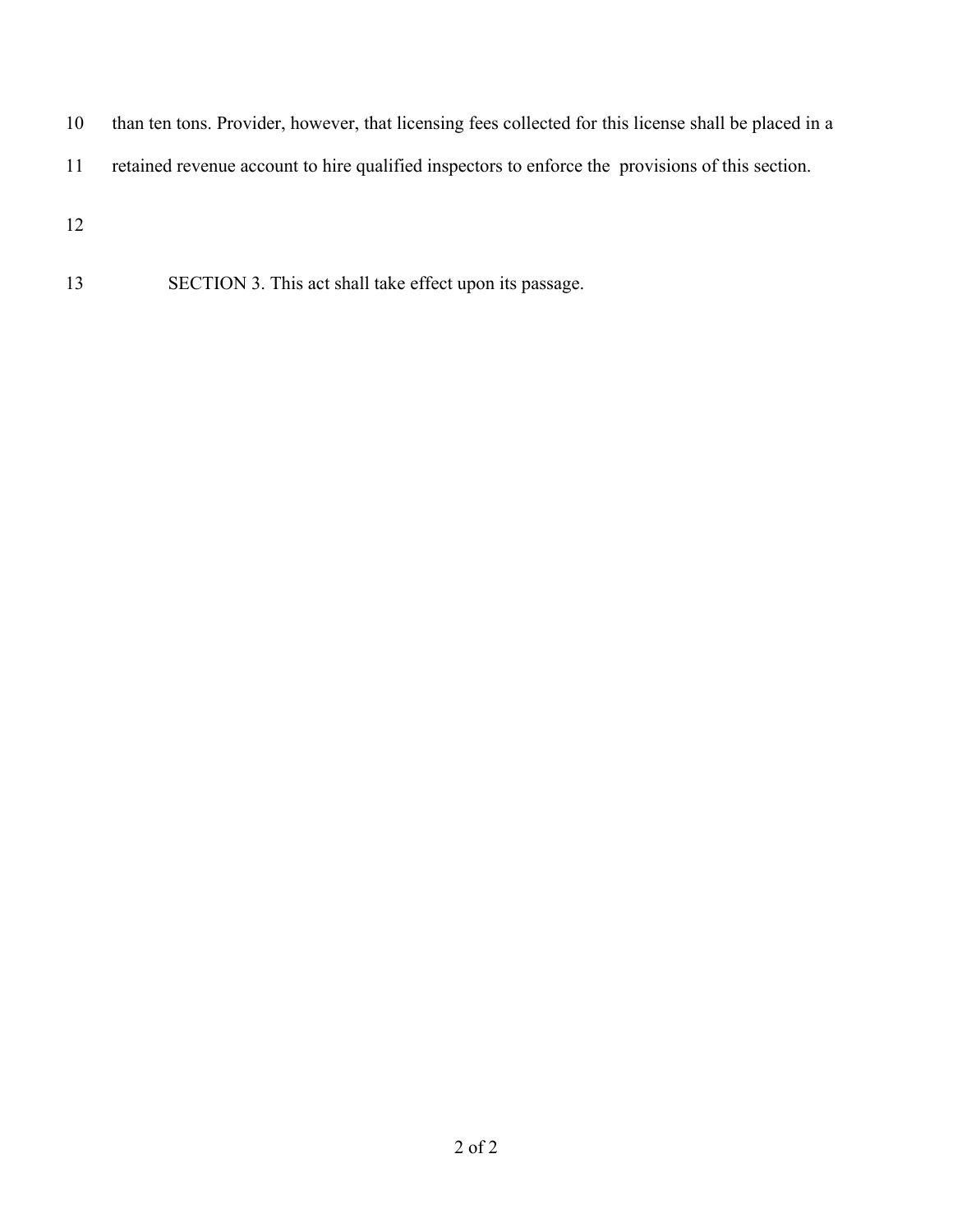than ten tons. Provider, however, that licensing fees collected for this license shall be placed in a retained revenue account to hire qualified inspectors to enforce the provisions of this section.

SECTION 3. This act shall take effect upon its passage.